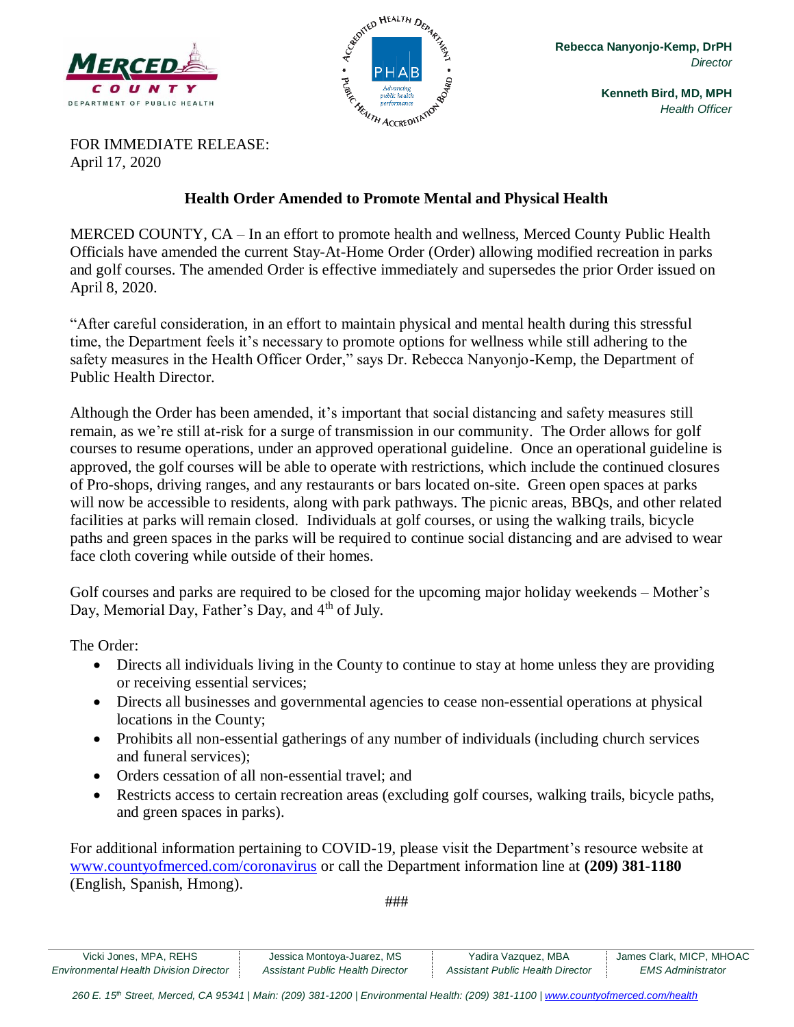Rebecca Nanyonjo-Kemp, DrPH
*Director*

Kenneth Bird, MD, MPH
*Health Officer*

FOR IMMEDIATE RELEASE:
April 17, 2020

## Health Order Amended to Promote Mental and Physical Health

MERCED COUNTY, CA – In an effort to promote health and wellness, Merced County Public Health Officials have amended the current Stay-At-Home Order (Order) allowing modified recreation in parks and golf courses. The amended Order is effective immediately and supersedes the prior Order issued on April 8, 2020.

"After careful consideration, in an effort to maintain physical and mental health during this stressful time, the Department feels it's necessary to promote options for wellness while still adhering to the safety measures in the Health Officer Order," says Dr. Rebecca Nanyonjo-Kemp, the Department of Public Health Director.

Although the Order has been amended, it's important that social distancing and safety measures still remain, as we're still at-risk for a surge of transmission in our community. The Order allows for golf courses to resume operations, under an approved operational guideline. Once an operational guideline is approved, the golf courses will be able to operate with restrictions, which include the continued closures of Pro-shops, driving ranges, and any restaurants or bars located on-site. Green open spaces at parks will now be accessible to residents, along with park pathways. The picnic areas, BBQs, and other related facilities at parks will remain closed. Individuals at golf courses, or using the walking trails, bicycle paths and green spaces in the parks will be required to continue social distancing and are advised to wear face cloth covering while outside of their homes.

Golf courses and parks are required to be closed for the upcoming major holiday weekends – Mother's Day, Memorial Day, Father's Day, and 4th of July.

The Order:

- Directs all individuals living in the County to continue to stay at home unless they are providing or receiving essential services;
- Directs all businesses and governmental agencies to cease non-essential operations at physical locations in the County;
- Prohibits all non-essential gatherings of any number of individuals (including church services and funeral services);
- Orders cessation of all non-essential travel; and
- Restricts access to certain recreation areas (excluding golf courses, walking trails, bicycle paths, and green spaces in parks).

For additional information pertaining to COVID-19, please visit the Department's resource website at www.countyofmerced.com/coronavirus or call the Department information line at **(209) 381-1180** (English, Spanish, Hmong).

###

| Vicki Jones, MPA, REHS | Jessica Montoya-Juarez, MS | Yadira Vazquez, MBA | James Clark, MICP, MHOAC |
|---|---|---|---|
| *Environmental Health Division Director* | *Assistant Public Health Director* | *Assistant Public Health Director* | *EMS Administrator* |

*260 E. 15th Street, Merced, CA 95341 | Main: (209) 381-1200 | Environmental Health: (209) 381-1100 | www.countyofmerced.com/health*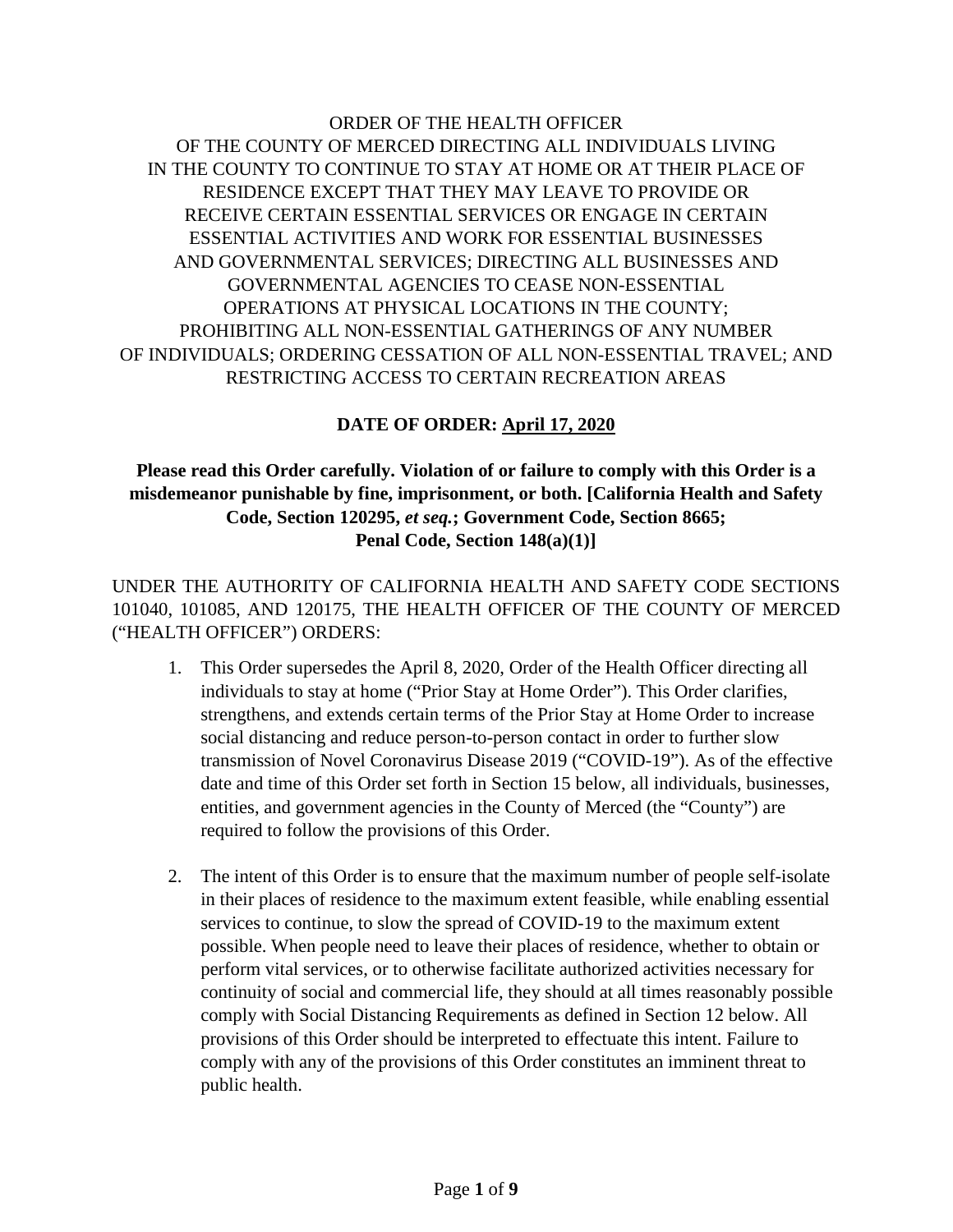ORDER OF THE HEALTH OFFICER
OF THE COUNTY OF MERCED DIRECTING ALL INDIVIDUALS LIVING
IN THE COUNTY TO CONTINUE TO STAY AT HOME OR AT THEIR PLACE OF
RESIDENCE EXCEPT THAT THEY MAY LEAVE TO PROVIDE OR
RECEIVE CERTAIN ESSENTIAL SERVICES OR ENGAGE IN CERTAIN
ESSENTIAL ACTIVITIES AND WORK FOR ESSENTIAL BUSINESSES
AND GOVERNMENTAL SERVICES; DIRECTING ALL BUSINESSES AND
GOVERNMENTAL AGENCIES TO CEASE NON-ESSENTIAL
OPERATIONS AT PHYSICAL LOCATIONS IN THE COUNTY;
PROHIBITING ALL NON-ESSENTIAL GATHERINGS OF ANY NUMBER
OF INDIVIDUALS; ORDERING CESSATION OF ALL NON-ESSENTIAL TRAVEL; AND
RESTRICTING ACCESS TO CERTAIN RECREATION AREAS

**DATE OF ORDER: April 17, 2020**

**Please read this Order carefully. Violation of or failure to comply with this Order is a misdemeanor punishable by fine, imprisonment, or both. [California Health and Safety Code, Section 120295, *et seq.*; Government Code, Section 8665; Penal Code, Section 148(a)(1)]**

UNDER THE AUTHORITY OF CALIFORNIA HEALTH AND SAFETY CODE SECTIONS 101040, 101085, AND 120175, THE HEALTH OFFICER OF THE COUNTY OF MERCED ("HEALTH OFFICER") ORDERS:

1. This Order supersedes the April 8, 2020, Order of the Health Officer directing all individuals to stay at home ("Prior Stay at Home Order"). This Order clarifies, strengthens, and extends certain terms of the Prior Stay at Home Order to increase social distancing and reduce person-to-person contact in order to further slow transmission of Novel Coronavirus Disease 2019 ("COVID-19"). As of the effective date and time of this Order set forth in Section 15 below, all individuals, businesses, entities, and government agencies in the County of Merced (the "County") are required to follow the provisions of this Order.

2. The intent of this Order is to ensure that the maximum number of people self-isolate in their places of residence to the maximum extent feasible, while enabling essential services to continue, to slow the spread of COVID-19 to the maximum extent possible. When people need to leave their places of residence, whether to obtain or perform vital services, or to otherwise facilitate authorized activities necessary for continuity of social and commercial life, they should at all times reasonably possible comply with Social Distancing Requirements as defined in Section 12 below. All provisions of this Order should be interpreted to effectuate this intent. Failure to comply with any of the provisions of this Order constitutes an imminent threat to public health.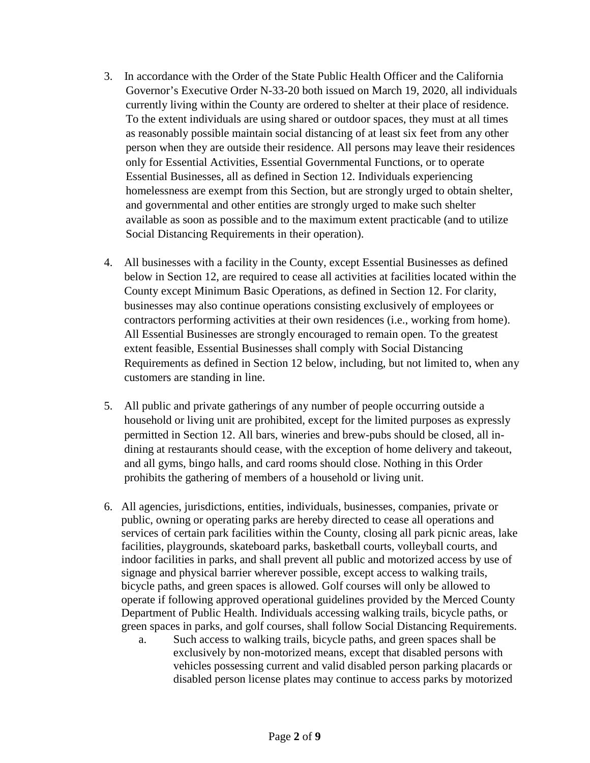3. In accordance with the Order of the State Public Health Officer and the California Governor's Executive Order N-33-20 both issued on March 19, 2020, all individuals currently living within the County are ordered to shelter at their place of residence. To the extent individuals are using shared or outdoor spaces, they must at all times as reasonably possible maintain social distancing of at least six feet from any other person when they are outside their residence. All persons may leave their residences only for Essential Activities, Essential Governmental Functions, or to operate Essential Businesses, all as defined in Section 12. Individuals experiencing homelessness are exempt from this Section, but are strongly urged to obtain shelter, and governmental and other entities are strongly urged to make such shelter available as soon as possible and to the maximum extent practicable (and to utilize Social Distancing Requirements in their operation).

4. All businesses with a facility in the County, except Essential Businesses as defined below in Section 12, are required to cease all activities at facilities located within the County except Minimum Basic Operations, as defined in Section 12. For clarity, businesses may also continue operations consisting exclusively of employees or contractors performing activities at their own residences (i.e., working from home). All Essential Businesses are strongly encouraged to remain open. To the greatest extent feasible, Essential Businesses shall comply with Social Distancing Requirements as defined in Section 12 below, including, but not limited to, when any customers are standing in line.

5. All public and private gatherings of any number of people occurring outside a household or living unit are prohibited, except for the limited purposes as expressly permitted in Section 12. All bars, wineries and brew-pubs should be closed, all in-dining at restaurants should cease, with the exception of home delivery and takeout, and all gyms, bingo halls, and card rooms should close. Nothing in this Order prohibits the gathering of members of a household or living unit.

6. All agencies, jurisdictions, entities, individuals, businesses, companies, private or public, owning or operating parks are hereby directed to cease all operations and services of certain park facilities within the County, closing all park picnic areas, lake facilities, playgrounds, skateboard parks, basketball courts, volleyball courts, and indoor facilities in parks, and shall prevent all public and motorized access by use of signage and physical barrier wherever possible, except access to walking trails, bicycle paths, and green spaces is allowed. Golf courses will only be allowed to operate if following approved operational guidelines provided by the Merced County Department of Public Health. Individuals accessing walking trails, bicycle paths, or green spaces in parks, and golf courses, shall follow Social Distancing Requirements.
   a. Such access to walking trails, bicycle paths, and green spaces shall be exclusively by non-motorized means, except that disabled persons with vehicles possessing current and valid disabled person parking placards or disabled person license plates may continue to access parks by motorized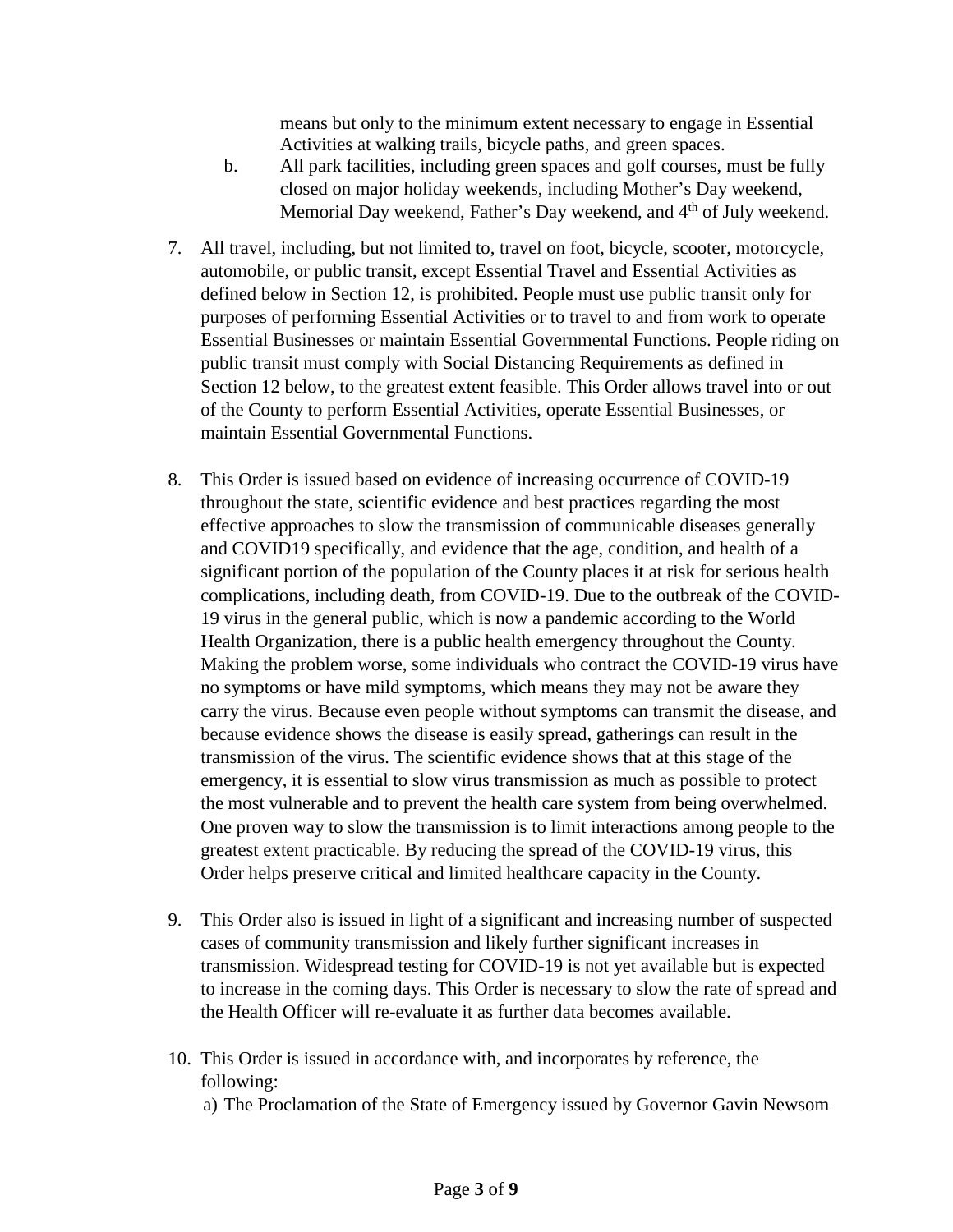means but only to the minimum extent necessary to engage in Essential Activities at walking trails, bicycle paths, and green spaces.

b. All park facilities, including green spaces and golf courses, must be fully closed on major holiday weekends, including Mother's Day weekend, Memorial Day weekend, Father's Day weekend, and 4th of July weekend.

7. All travel, including, but not limited to, travel on foot, bicycle, scooter, motorcycle, automobile, or public transit, except Essential Travel and Essential Activities as defined below in Section 12, is prohibited. People must use public transit only for purposes of performing Essential Activities or to travel to and from work to operate Essential Businesses or maintain Essential Governmental Functions. People riding on public transit must comply with Social Distancing Requirements as defined in Section 12 below, to the greatest extent feasible. This Order allows travel into or out of the County to perform Essential Activities, operate Essential Businesses, or maintain Essential Governmental Functions.

8. This Order is issued based on evidence of increasing occurrence of COVID-19 throughout the state, scientific evidence and best practices regarding the most effective approaches to slow the transmission of communicable diseases generally and COVID19 specifically, and evidence that the age, condition, and health of a significant portion of the population of the County places it at risk for serious health complications, including death, from COVID-19. Due to the outbreak of the COVID-19 virus in the general public, which is now a pandemic according to the World Health Organization, there is a public health emergency throughout the County. Making the problem worse, some individuals who contract the COVID-19 virus have no symptoms or have mild symptoms, which means they may not be aware they carry the virus. Because even people without symptoms can transmit the disease, and because evidence shows the disease is easily spread, gatherings can result in the transmission of the virus. The scientific evidence shows that at this stage of the emergency, it is essential to slow virus transmission as much as possible to protect the most vulnerable and to prevent the health care system from being overwhelmed. One proven way to slow the transmission is to limit interactions among people to the greatest extent practicable. By reducing the spread of the COVID-19 virus, this Order helps preserve critical and limited healthcare capacity in the County.

9. This Order also is issued in light of a significant and increasing number of suspected cases of community transmission and likely further significant increases in transmission. Widespread testing for COVID-19 is not yet available but is expected to increase in the coming days. This Order is necessary to slow the rate of spread and the Health Officer will re-evaluate it as further data becomes available.

10. This Order is issued in accordance with, and incorporates by reference, the following:

a) The Proclamation of the State of Emergency issued by Governor Gavin Newsom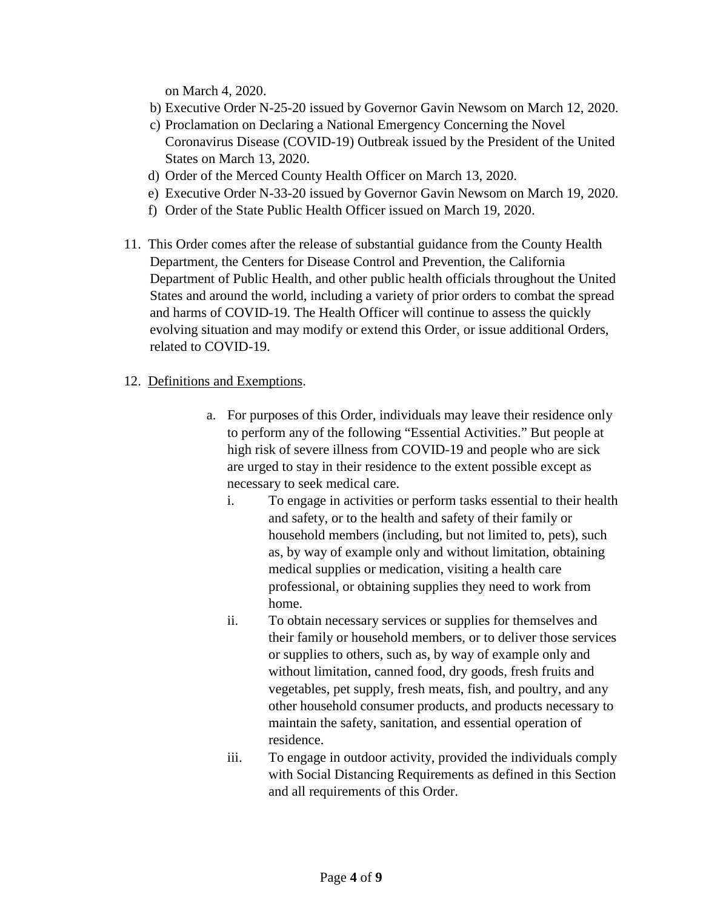on March 4, 2020.

b) Executive Order N-25-20 issued by Governor Gavin Newsom on March 12, 2020.
c) Proclamation on Declaring a National Emergency Concerning the Novel Coronavirus Disease (COVID-19) Outbreak issued by the President of the United States on March 13, 2020.
d) Order of the Merced County Health Officer on March 13, 2020.
e) Executive Order N-33-20 issued by Governor Gavin Newsom on March 19, 2020.
f) Order of the State Public Health Officer issued on March 19, 2020.

11. This Order comes after the release of substantial guidance from the County Health Department, the Centers for Disease Control and Prevention, the California Department of Public Health, and other public health officials throughout the United States and around the world, including a variety of prior orders to combat the spread and harms of COVID-19. The Health Officer will continue to assess the quickly evolving situation and may modify or extend this Order, or issue additional Orders, related to COVID-19.

12. Definitions and Exemptions.

    a. For purposes of this Order, individuals may leave their residence only to perform any of the following "Essential Activities." But people at high risk of severe illness from COVID-19 and people who are sick are urged to stay in their residence to the extent possible except as necessary to seek medical care.

       i. To engage in activities or perform tasks essential to their health and safety, or to the health and safety of their family or household members (including, but not limited to, pets), such as, by way of example only and without limitation, obtaining medical supplies or medication, visiting a health care professional, or obtaining supplies they need to work from home.

       ii. To obtain necessary services or supplies for themselves and their family or household members, or to deliver those services or supplies to others, such as, by way of example only and without limitation, canned food, dry goods, fresh fruits and vegetables, pet supply, fresh meats, fish, and poultry, and any other household consumer products, and products necessary to maintain the safety, sanitation, and essential operation of residence.

       iii. To engage in outdoor activity, provided the individuals comply with Social Distancing Requirements as defined in this Section and all requirements of this Order.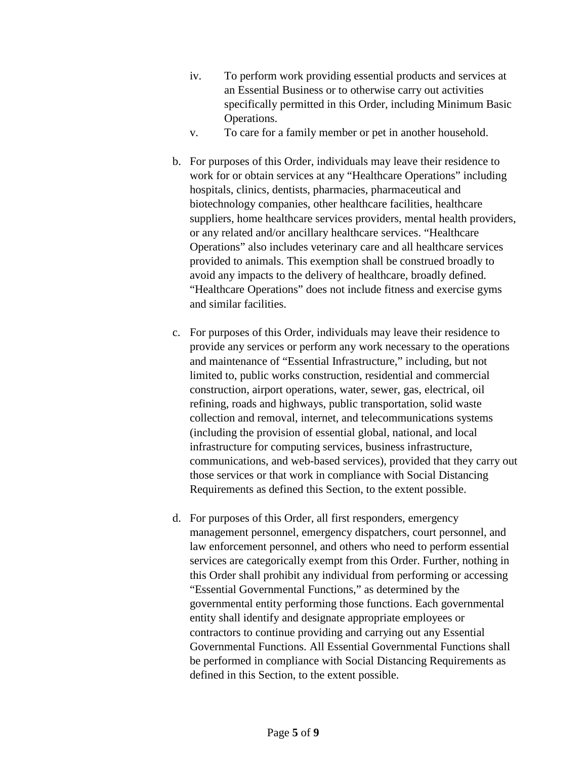iv. To perform work providing essential products and services at an Essential Business or to otherwise carry out activities specifically permitted in this Order, including Minimum Basic Operations.

v. To care for a family member or pet in another household.

b. For purposes of this Order, individuals may leave their residence to work for or obtain services at any "Healthcare Operations" including hospitals, clinics, dentists, pharmacies, pharmaceutical and biotechnology companies, other healthcare facilities, healthcare suppliers, home healthcare services providers, mental health providers, or any related and/or ancillary healthcare services. "Healthcare Operations" also includes veterinary care and all healthcare services provided to animals. This exemption shall be construed broadly to avoid any impacts to the delivery of healthcare, broadly defined. "Healthcare Operations" does not include fitness and exercise gyms and similar facilities.

c. For purposes of this Order, individuals may leave their residence to provide any services or perform any work necessary to the operations and maintenance of "Essential Infrastructure," including, but not limited to, public works construction, residential and commercial construction, airport operations, water, sewer, gas, electrical, oil refining, roads and highways, public transportation, solid waste collection and removal, internet, and telecommunications systems (including the provision of essential global, national, and local infrastructure for computing services, business infrastructure, communications, and web-based services), provided that they carry out those services or that work in compliance with Social Distancing Requirements as defined this Section, to the extent possible.

d. For purposes of this Order, all first responders, emergency management personnel, emergency dispatchers, court personnel, and law enforcement personnel, and others who need to perform essential services are categorically exempt from this Order. Further, nothing in this Order shall prohibit any individual from performing or accessing "Essential Governmental Functions," as determined by the governmental entity performing those functions. Each governmental entity shall identify and designate appropriate employees or contractors to continue providing and carrying out any Essential Governmental Functions. All Essential Governmental Functions shall be performed in compliance with Social Distancing Requirements as defined in this Section, to the extent possible.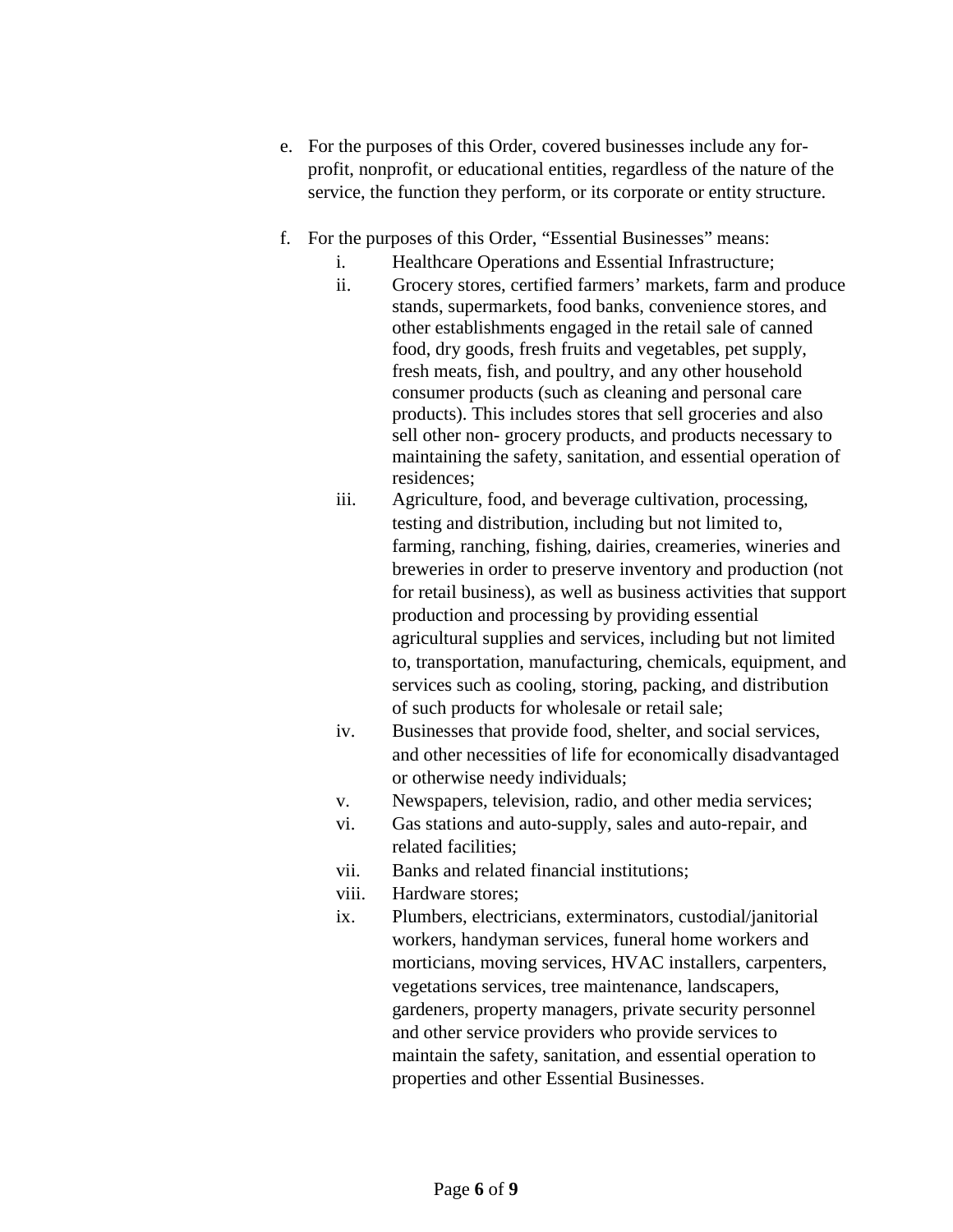e. For the purposes of this Order, covered businesses include any for-profit, nonprofit, or educational entities, regardless of the nature of the service, the function they perform, or its corporate or entity structure.

f. For the purposes of this Order, "Essential Businesses" means:

   i. Healthcare Operations and Essential Infrastructure;

   ii. Grocery stores, certified farmers' markets, farm and produce stands, supermarkets, food banks, convenience stores, and other establishments engaged in the retail sale of canned food, dry goods, fresh fruits and vegetables, pet supply, fresh meats, fish, and poultry, and any other household consumer products (such as cleaning and personal care products). This includes stores that sell groceries and also sell other non- grocery products, and products necessary to maintaining the safety, sanitation, and essential operation of residences;

   iii. Agriculture, food, and beverage cultivation, processing, testing and distribution, including but not limited to, farming, ranching, fishing, dairies, creameries, wineries and breweries in order to preserve inventory and production (not for retail business), as well as business activities that support production and processing by providing essential agricultural supplies and services, including but not limited to, transportation, manufacturing, chemicals, equipment, and services such as cooling, storing, packing, and distribution of such products for wholesale or retail sale;

   iv. Businesses that provide food, shelter, and social services, and other necessities of life for economically disadvantaged or otherwise needy individuals;

   v. Newspapers, television, radio, and other media services;

   vi. Gas stations and auto-supply, sales and auto-repair, and related facilities;

   vii. Banks and related financial institutions;

   viii. Hardware stores;

   ix. Plumbers, electricians, exterminators, custodial/janitorial workers, handyman services, funeral home workers and morticians, moving services, HVAC installers, carpenters, vegetations services, tree maintenance, landscapers, gardeners, property managers, private security personnel and other service providers who provide services to maintain the safety, sanitation, and essential operation to properties and other Essential Businesses.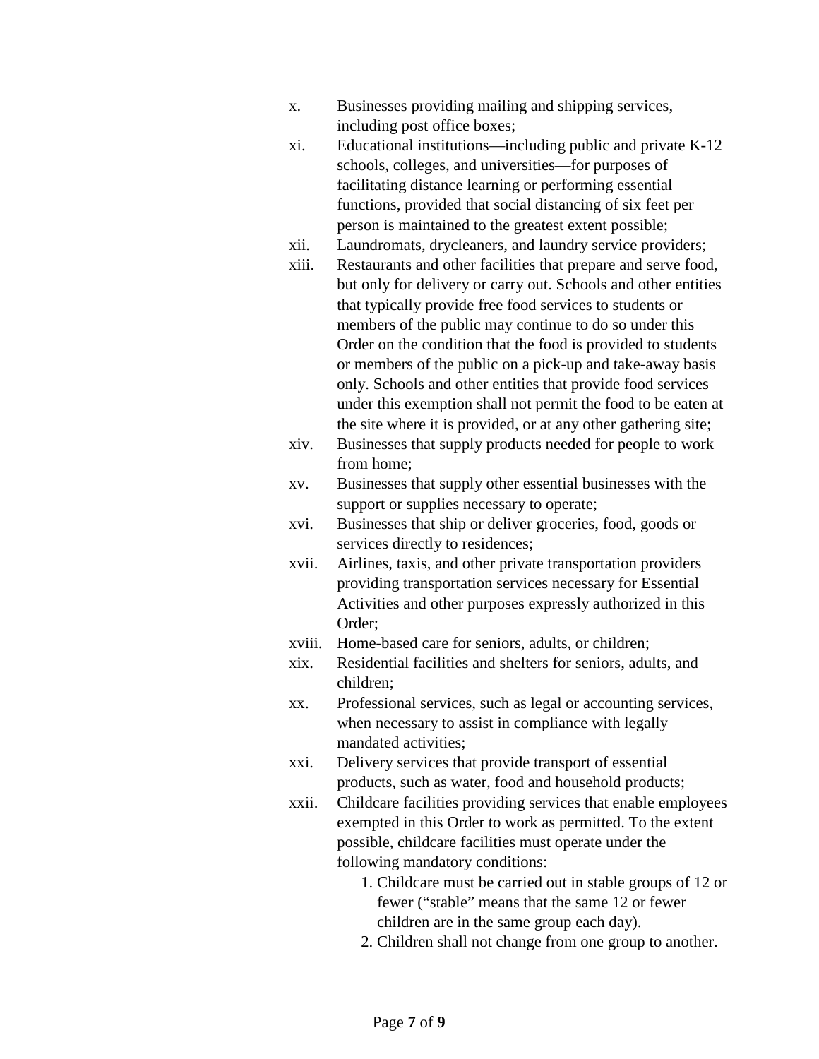x. Businesses providing mailing and shipping services, including post office boxes;

xi. Educational institutions—including public and private K-12 schools, colleges, and universities—for purposes of facilitating distance learning or performing essential functions, provided that social distancing of six feet per person is maintained to the greatest extent possible;

xii. Laundromats, drycleaners, and laundry service providers;

xiii. Restaurants and other facilities that prepare and serve food, but only for delivery or carry out. Schools and other entities that typically provide free food services to students or members of the public may continue to do so under this Order on the condition that the food is provided to students or members of the public on a pick-up and take-away basis only. Schools and other entities that provide food services under this exemption shall not permit the food to be eaten at the site where it is provided, or at any other gathering site;

xiv. Businesses that supply products needed for people to work from home;

xv. Businesses that supply other essential businesses with the support or supplies necessary to operate;

xvi. Businesses that ship or deliver groceries, food, goods or services directly to residences;

xvii. Airlines, taxis, and other private transportation providers providing transportation services necessary for Essential Activities and other purposes expressly authorized in this Order;

xviii. Home-based care for seniors, adults, or children;

xix. Residential facilities and shelters for seniors, adults, and children;

xx. Professional services, such as legal or accounting services, when necessary to assist in compliance with legally mandated activities;

xxi. Delivery services that provide transport of essential products, such as water, food and household products;

xxii. Childcare facilities providing services that enable employees exempted in this Order to work as permitted. To the extent possible, childcare facilities must operate under the following mandatory conditions:

1. Childcare must be carried out in stable groups of 12 or fewer ("stable" means that the same 12 or fewer children are in the same group each day).
2. Children shall not change from one group to another.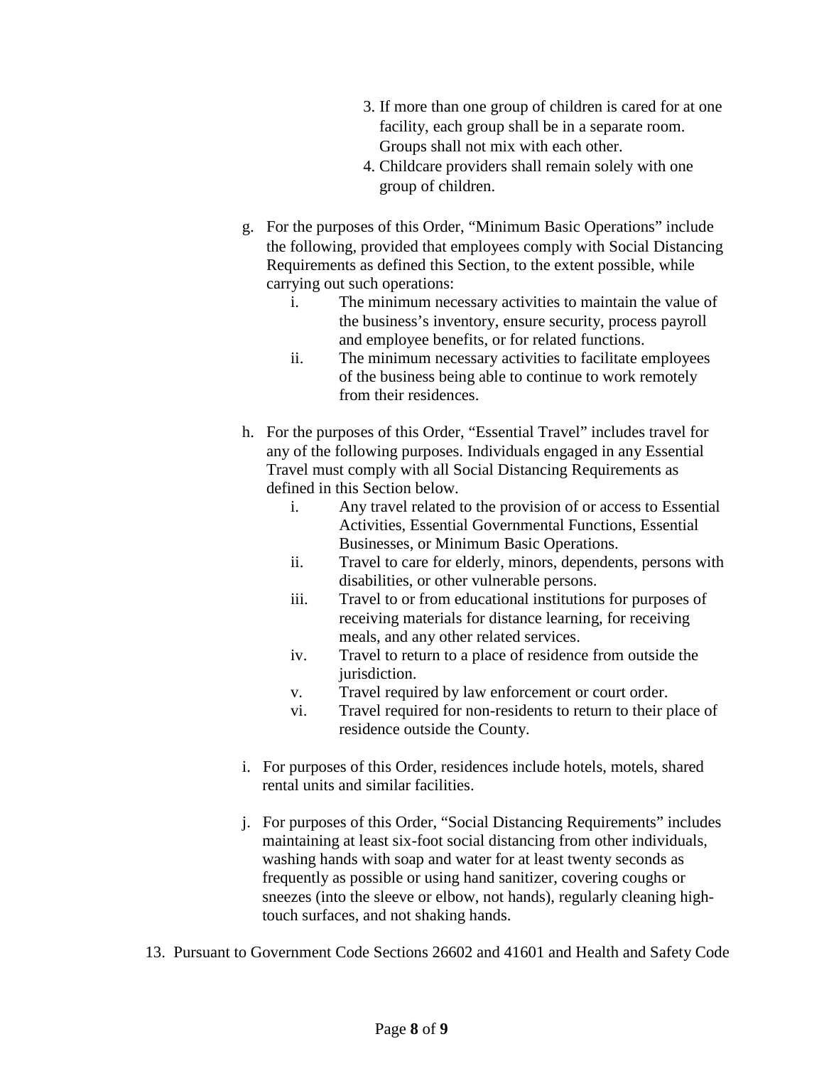3. If more than one group of children is cared for at one facility, each group shall be in a separate room. Groups shall not mix with each other.
4. Childcare providers shall remain solely with one group of children.

g. For the purposes of this Order, "Minimum Basic Operations" include the following, provided that employees comply with Social Distancing Requirements as defined this Section, to the extent possible, while carrying out such operations:

   i. The minimum necessary activities to maintain the value of the business's inventory, ensure security, process payroll and employee benefits, or for related functions.
   ii. The minimum necessary activities to facilitate employees of the business being able to continue to work remotely from their residences.

h. For the purposes of this Order, "Essential Travel" includes travel for any of the following purposes. Individuals engaged in any Essential Travel must comply with all Social Distancing Requirements as defined in this Section below.

   i. Any travel related to the provision of or access to Essential Activities, Essential Governmental Functions, Essential Businesses, or Minimum Basic Operations.
   ii. Travel to care for elderly, minors, dependents, persons with disabilities, or other vulnerable persons.
   iii. Travel to or from educational institutions for purposes of receiving materials for distance learning, for receiving meals, and any other related services.
   iv. Travel to return to a place of residence from outside the jurisdiction.
   v. Travel required by law enforcement or court order.
   vi. Travel required for non-residents to return to their place of residence outside the County.

i. For purposes of this Order, residences include hotels, motels, shared rental units and similar facilities.

j. For purposes of this Order, "Social Distancing Requirements" includes maintaining at least six-foot social distancing from other individuals, washing hands with soap and water for at least twenty seconds as frequently as possible or using hand sanitizer, covering coughs or sneezes (into the sleeve or elbow, not hands), regularly cleaning high-touch surfaces, and not shaking hands.

13. Pursuant to Government Code Sections 26602 and 41601 and Health and Safety Code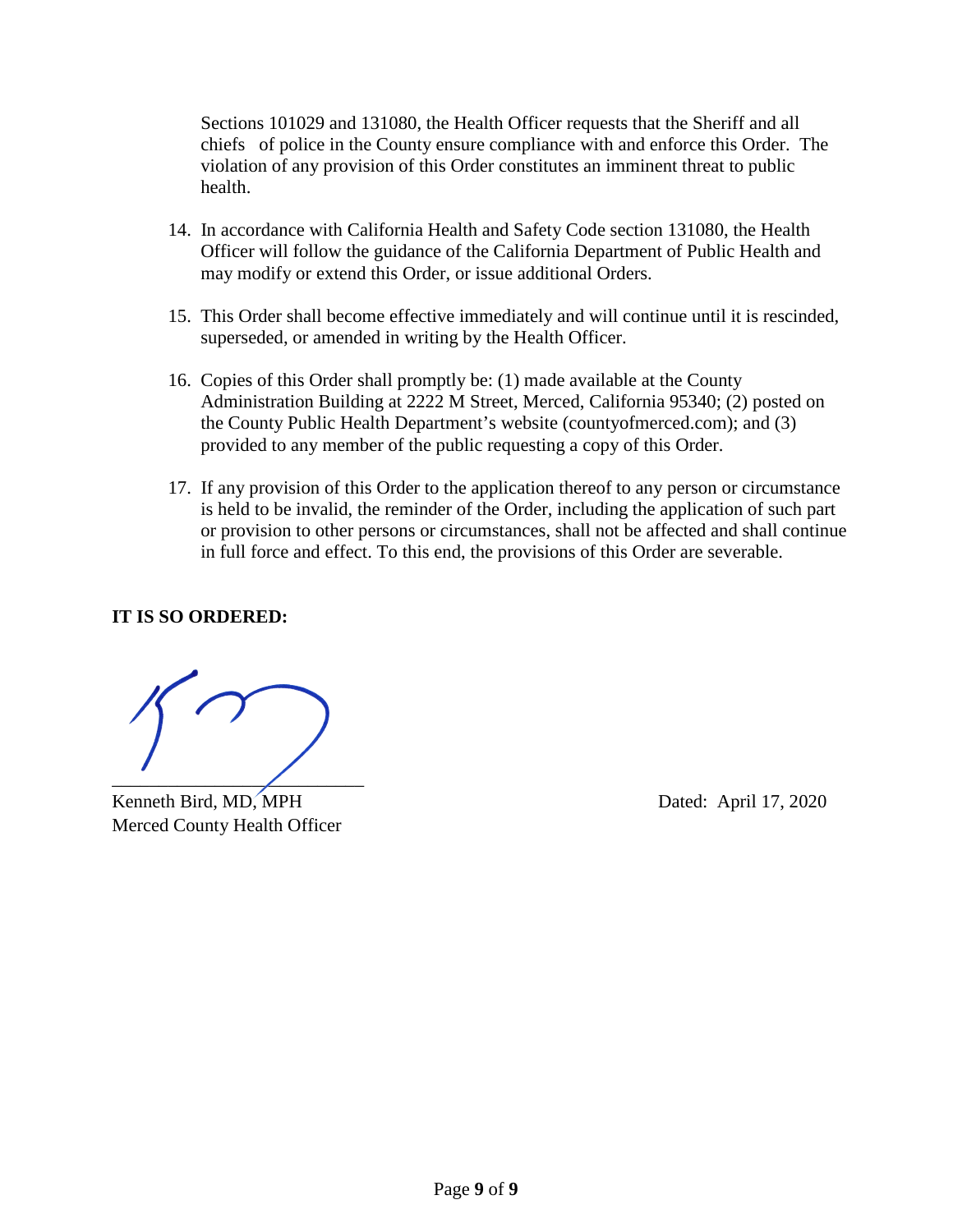Sections 101029 and 131080, the Health Officer requests that the Sheriff and all chiefs of police in the County ensure compliance with and enforce this Order. The violation of any provision of this Order constitutes an imminent threat to public health.

14. In accordance with California Health and Safety Code section 131080, the Health Officer will follow the guidance of the California Department of Public Health and may modify or extend this Order, or issue additional Orders.

15. This Order shall become effective immediately and will continue until it is rescinded, superseded, or amended in writing by the Health Officer.

16. Copies of this Order shall promptly be: (1) made available at the County Administration Building at 2222 M Street, Merced, California 95340; (2) posted on the County Public Health Department's website (countyofmerced.com); and (3) provided to any member of the public requesting a copy of this Order.

17. If any provision of this Order to the application thereof to any person or circumstance is held to be invalid, the reminder of the Order, including the application of such part or provision to other persons or circumstances, shall not be affected and shall continue in full force and effect. To this end, the provisions of this Order are severable.

**IT IS SO ORDERED:**

\_\_\_\_\_\_\_\_\_\_\_\_\_\_\_\_\_\_\_\_\_\_\_\_\_\_\_\_

Kenneth Bird, MD, MPH
Merced County Health Officer

Dated: April 17, 2020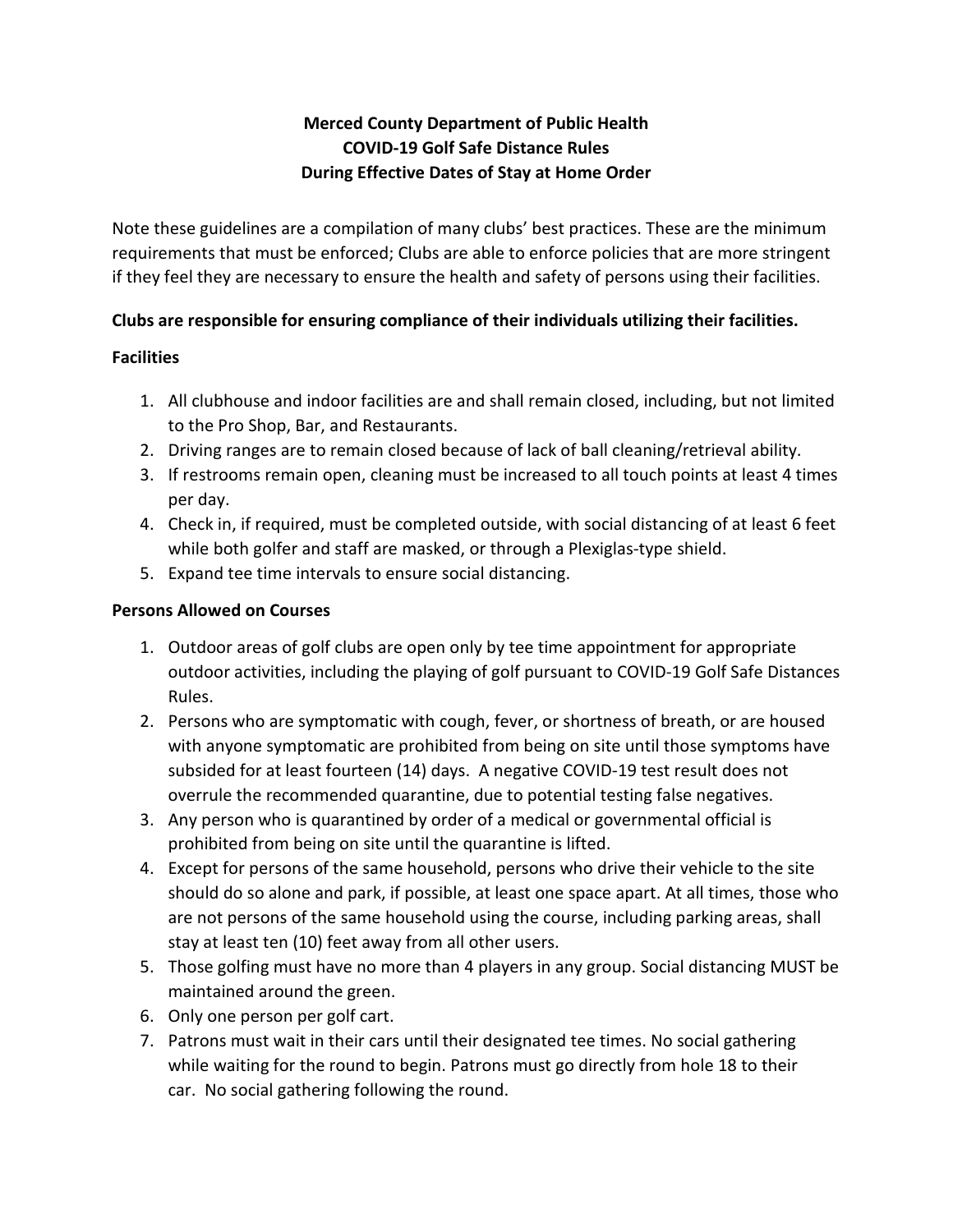**Merced County Department of Public Health**
**COVID-19 Golf Safe Distance Rules**
**During Effective Dates of Stay at Home Order**

Note these guidelines are a compilation of many clubs' best practices. These are the minimum requirements that must be enforced; Clubs are able to enforce policies that are more stringent if they feel they are necessary to ensure the health and safety of persons using their facilities.

**Clubs are responsible for ensuring compliance of their individuals utilizing their facilities.**

**Facilities**

1. All clubhouse and indoor facilities are and shall remain closed, including, but not limited to the Pro Shop, Bar, and Restaurants.
2. Driving ranges are to remain closed because of lack of ball cleaning/retrieval ability.
3. If restrooms remain open, cleaning must be increased to all touch points at least 4 times per day.
4. Check in, if required, must be completed outside, with social distancing of at least 6 feet while both golfer and staff are masked, or through a Plexiglas-type shield.
5. Expand tee time intervals to ensure social distancing.

**Persons Allowed on Courses**

1. Outdoor areas of golf clubs are open only by tee time appointment for appropriate outdoor activities, including the playing of golf pursuant to COVID-19 Golf Safe Distances Rules.
2. Persons who are symptomatic with cough, fever, or shortness of breath, or are housed with anyone symptomatic are prohibited from being on site until those symptoms have subsided for at least fourteen (14) days. A negative COVID-19 test result does not overrule the recommended quarantine, due to potential testing false negatives.
3. Any person who is quarantined by order of a medical or governmental official is prohibited from being on site until the quarantine is lifted.
4. Except for persons of the same household, persons who drive their vehicle to the site should do so alone and park, if possible, at least one space apart. At all times, those who are not persons of the same household using the course, including parking areas, shall stay at least ten (10) feet away from all other users.
5. Those golfing must have no more than 4 players in any group. Social distancing MUST be maintained around the green.
6. Only one person per golf cart.
7. Patrons must wait in their cars until their designated tee times. No social gathering while waiting for the round to begin. Patrons must go directly from hole 18 to their car. No social gathering following the round.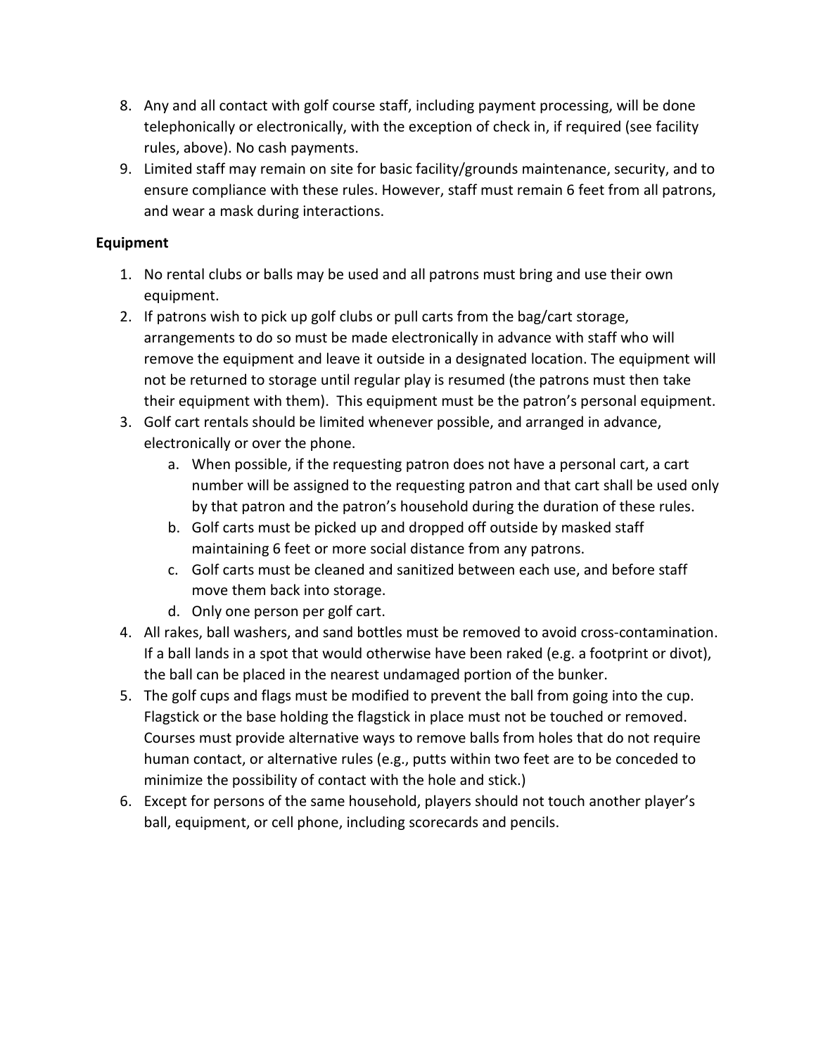8. Any and all contact with golf course staff, including payment processing, will be done telephonically or electronically, with the exception of check in, if required (see facility rules, above). No cash payments.
9. Limited staff may remain on site for basic facility/grounds maintenance, security, and to ensure compliance with these rules. However, staff must remain 6 feet from all patrons, and wear a mask during interactions.

**Equipment**

1. No rental clubs or balls may be used and all patrons must bring and use their own equipment.
2. If patrons wish to pick up golf clubs or pull carts from the bag/cart storage, arrangements to do so must be made electronically in advance with staff who will remove the equipment and leave it outside in a designated location. The equipment will not be returned to storage until regular play is resumed (the patrons must then take their equipment with them). This equipment must be the patron's personal equipment.
3. Golf cart rentals should be limited whenever possible, and arranged in advance, electronically or over the phone.
   a. When possible, if the requesting patron does not have a personal cart, a cart number will be assigned to the requesting patron and that cart shall be used only by that patron and the patron's household during the duration of these rules.
   b. Golf carts must be picked up and dropped off outside by masked staff maintaining 6 feet or more social distance from any patrons.
   c. Golf carts must be cleaned and sanitized between each use, and before staff move them back into storage.
   d. Only one person per golf cart.
4. All rakes, ball washers, and sand bottles must be removed to avoid cross-contamination. If a ball lands in a spot that would otherwise have been raked (e.g. a footprint or divot), the ball can be placed in the nearest undamaged portion of the bunker.
5. The golf cups and flags must be modified to prevent the ball from going into the cup. Flagstick or the base holding the flagstick in place must not be touched or removed. Courses must provide alternative ways to remove balls from holes that do not require human contact, or alternative rules (e.g., putts within two feet are to be conceded to minimize the possibility of contact with the hole and stick.)
6. Except for persons of the same household, players should not touch another player's ball, equipment, or cell phone, including scorecards and pencils.